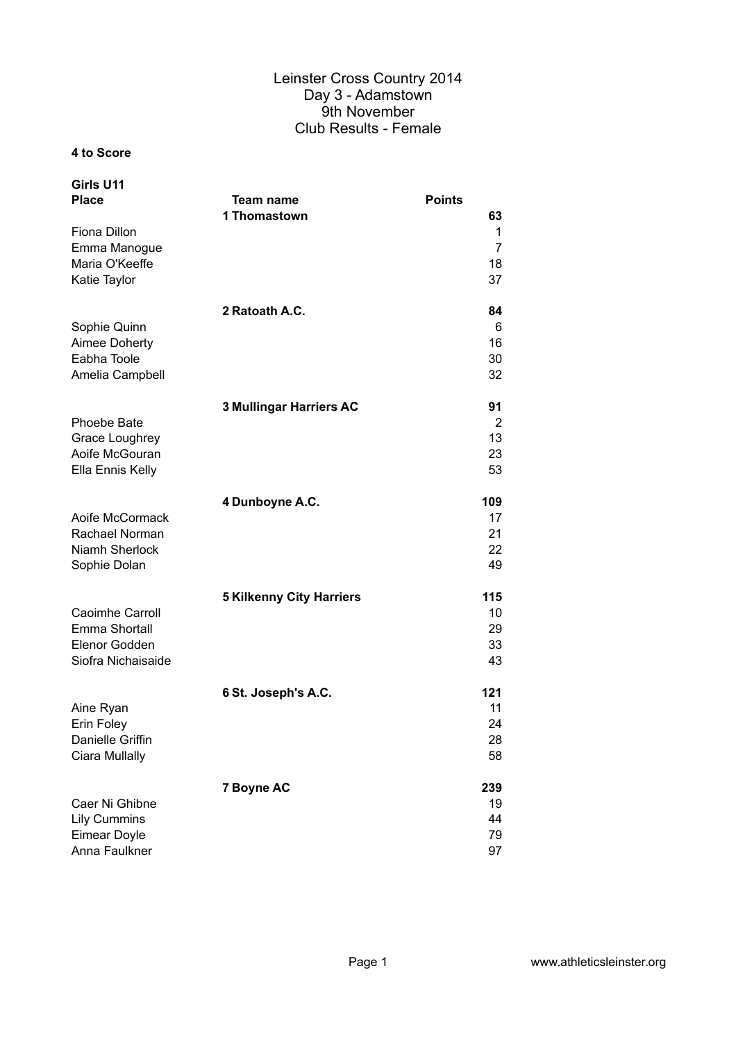# Leinster Cross Country 2014
## Day 3 - Adamstown
## 9th November
## Club Results - Female

**4 to Score**

**Girls U11**

| Place | Team name | Points |
|---|---|---|
| | **1 Thomastown** | **63** |
| Fiona Dillon | | 1 |
| Emma Manogue | | 7 |
| Maria O'Keeffe | | 18 |
| Katie Taylor | | 37 |
| | **2 Ratoath A.C.** | **84** |
| Sophie Quinn | | 6 |
| Aimee Doherty | | 16 |
| Eabha Toole | | 30 |
| Amelia Campbell | | 32 |
| | **3 Mullingar Harriers AC** | **91** |
| Phoebe Bate | | 2 |
| Grace Loughrey | | 13 |
| Aoife McGouran | | 23 |
| Ella Ennis Kelly | | 53 |
| | **4 Dunboyne A.C.** | **109** |
| Aoife McCormack | | 17 |
| Rachael Norman | | 21 |
| Niamh Sherlock | | 22 |
| Sophie Dolan | | 49 |
| | **5 Kilkenny City Harriers** | **115** |
| Caoimhe Carroll | | 10 |
| Emma Shortall | | 29 |
| Elenor Godden | | 33 |
| Siofra Nichaisaide | | 43 |
| | **6 St. Joseph's A.C.** | **121** |
| Aine Ryan | | 11 |
| Erin Foley | | 24 |
| Danielle Griffin | | 28 |
| Ciara Mullally | | 58 |
| | **7 Boyne AC** | **239** |
| Caer Ni Ghibne | | 19 |
| Lily Cummins | | 44 |
| Eimear Doyle | | 79 |
| Anna Faulkner | | 97 |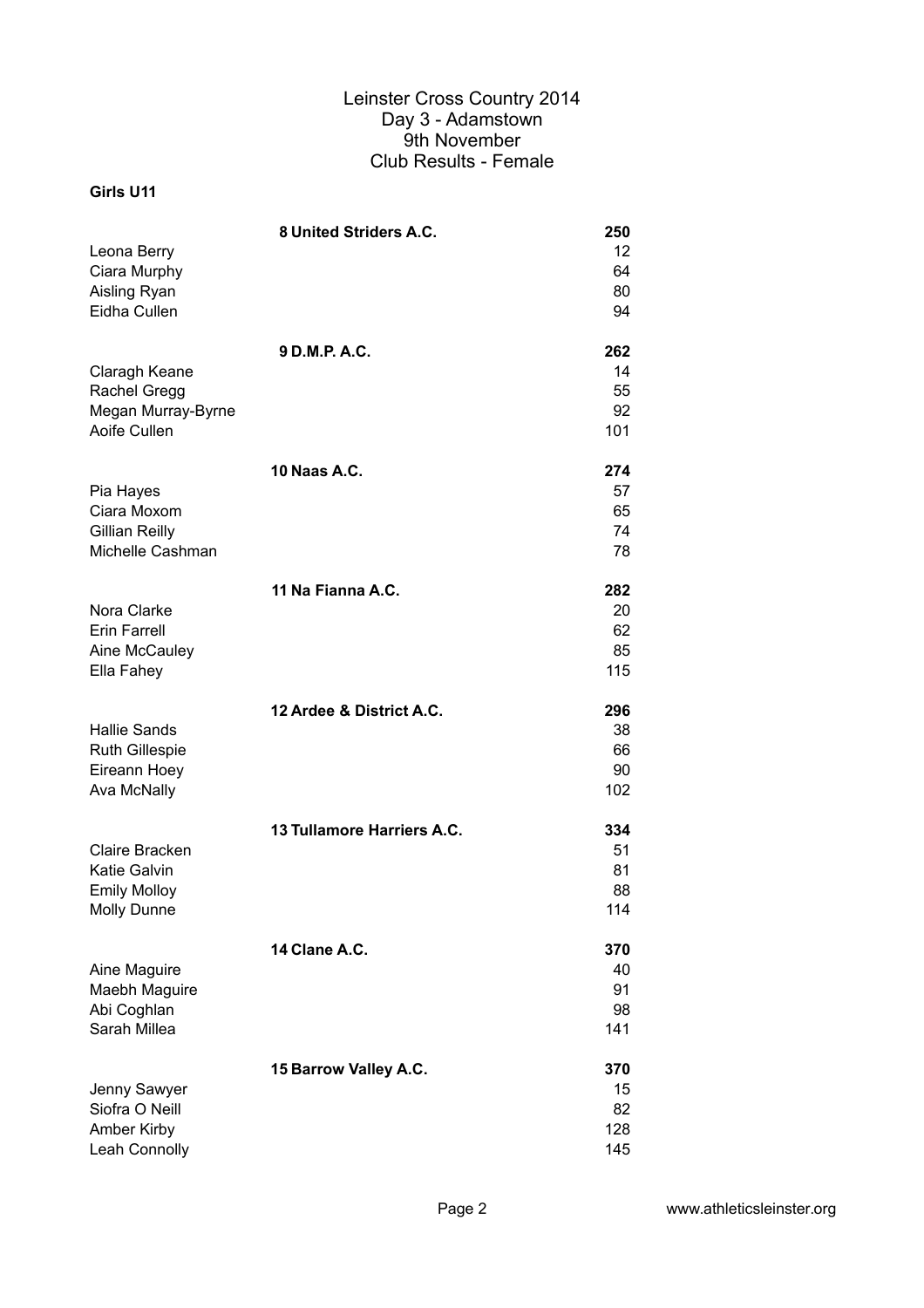# Leinster Cross Country 2014
## Day 3 - Adamstown
## 9th November
## Club Results - Female

**Girls U11**

| | | |
|---|---|---|
| | **8 United Striders A.C.** | **250** |
| Leona Berry | | 12 |
| Ciara Murphy | | 64 |
| Aisling Ryan | | 80 |
| Eidha Cullen | | 94 |
| | **9 D.M.P. A.C.** | **262** |
| Claragh Keane | | 14 |
| Rachel Gregg | | 55 |
| Megan Murray-Byrne | | 92 |
| Aoife Cullen | | 101 |
| | **10 Naas A.C.** | **274** |
| Pia Hayes | | 57 |
| Ciara Moxom | | 65 |
| Gillian Reilly | | 74 |
| Michelle Cashman | | 78 |
| | **11 Na Fianna A.C.** | **282** |
| Nora Clarke | | 20 |
| Erin Farrell | | 62 |
| Aine McCauley | | 85 |
| Ella Fahey | | 115 |
| | **12 Ardee & District A.C.** | **296** |
| Hallie Sands | | 38 |
| Ruth Gillespie | | 66 |
| Eireann Hoey | | 90 |
| Ava McNally | | 102 |
| | **13 Tullamore Harriers A.C.** | **334** |
| Claire Bracken | | 51 |
| Katie Galvin | | 81 |
| Emily Molloy | | 88 |
| Molly Dunne | | 114 |
| | **14 Clane A.C.** | **370** |
| Aine Maguire | | 40 |
| Maebh Maguire | | 91 |
| Abi Coghlan | | 98 |
| Sarah Millea | | 141 |
| | **15 Barrow Valley A.C.** | **370** |
| Jenny Sawyer | | 15 |
| Siofra O Neill | | 82 |
| Amber Kirby | | 128 |
| Leah Connolly | | 145 |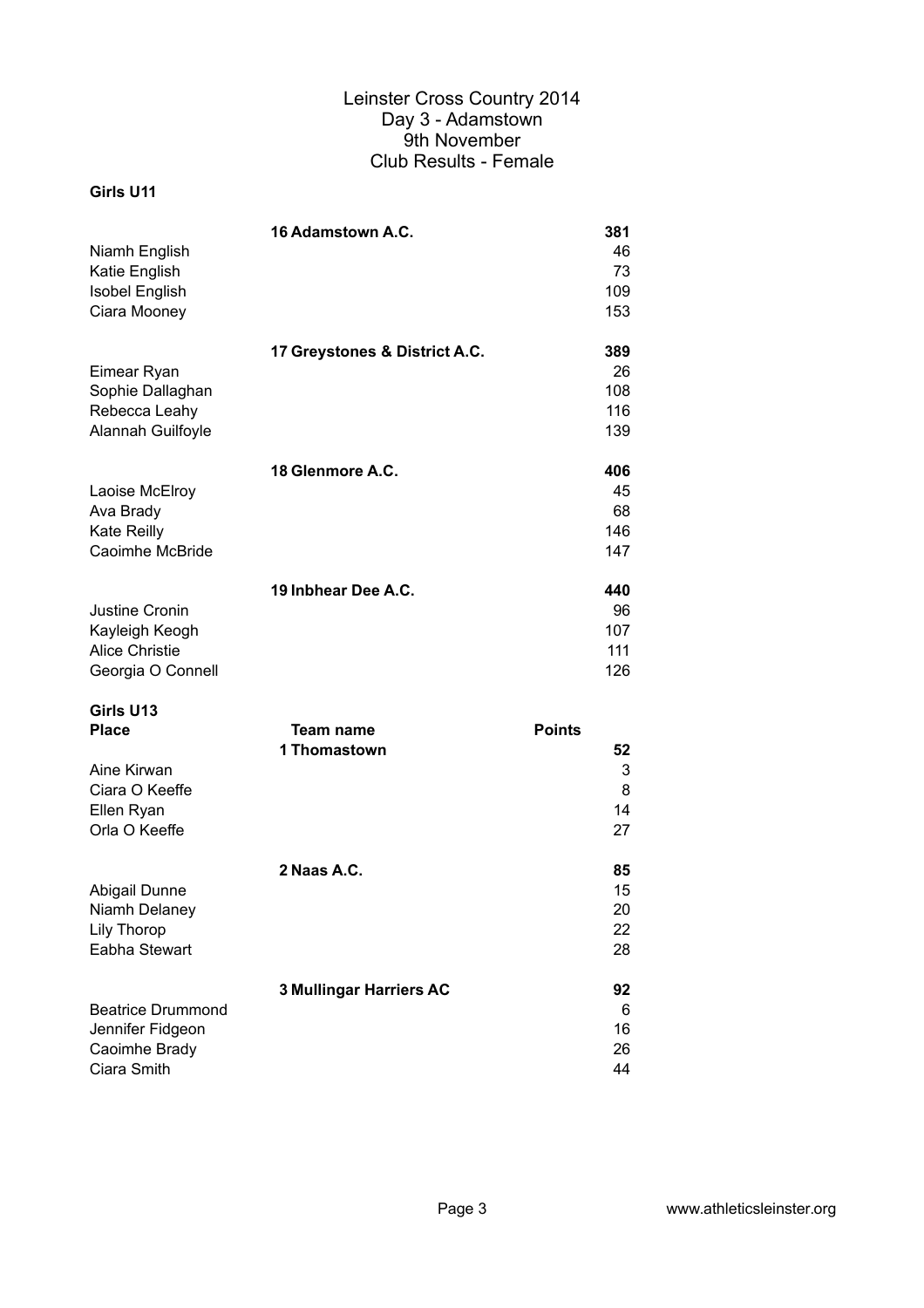# Leinster Cross Country 2014
## Day 3 - Adamstown
## 9th November
## Club Results - Female

### Girls U11

| | | |
|---|---|---|
| | **16 Adamstown A.C.** | **381** |
| Niamh English | | 46 |
| Katie English | | 73 |
| Isobel English | | 109 |
| Ciara Mooney | | 153 |
| | **17 Greystones & District A.C.** | **389** |
| Eimear Ryan | | 26 |
| Sophie Dallaghan | | 108 |
| Rebecca Leahy | | 116 |
| Alannah Guilfoyle | | 139 |
| | **18 Glenmore A.C.** | **406** |
| Laoise McElroy | | 45 |
| Ava Brady | | 68 |
| Kate Reilly | | 146 |
| Caoimhe McBride | | 147 |
| | **19 Inbhear Dee A.C.** | **440** |
| Justine Cronin | | 96 |
| Kayleigh Keogh | | 107 |
| Alice Christie | | 111 |
| Georgia O Connell | | 126 |

### Girls U13

| **Place** | **Team name** | **Points** |
|---|---|---|
| | **1 Thomastown** | **52** |
| Aine Kirwan | | 3 |
| Ciara O Keeffe | | 8 |
| Ellen Ryan | | 14 |
| Orla O Keeffe | | 27 |
| | **2 Naas A.C.** | **85** |
| Abigail Dunne | | 15 |
| Niamh Delaney | | 20 |
| Lily Thorop | | 22 |
| Eabha Stewart | | 28 |
| | **3 Mullingar Harriers AC** | **92** |
| Beatrice Drummond | | 6 |
| Jennifer Fidgeon | | 16 |
| Caoimhe Brady | | 26 |
| Ciara Smith | | 44 |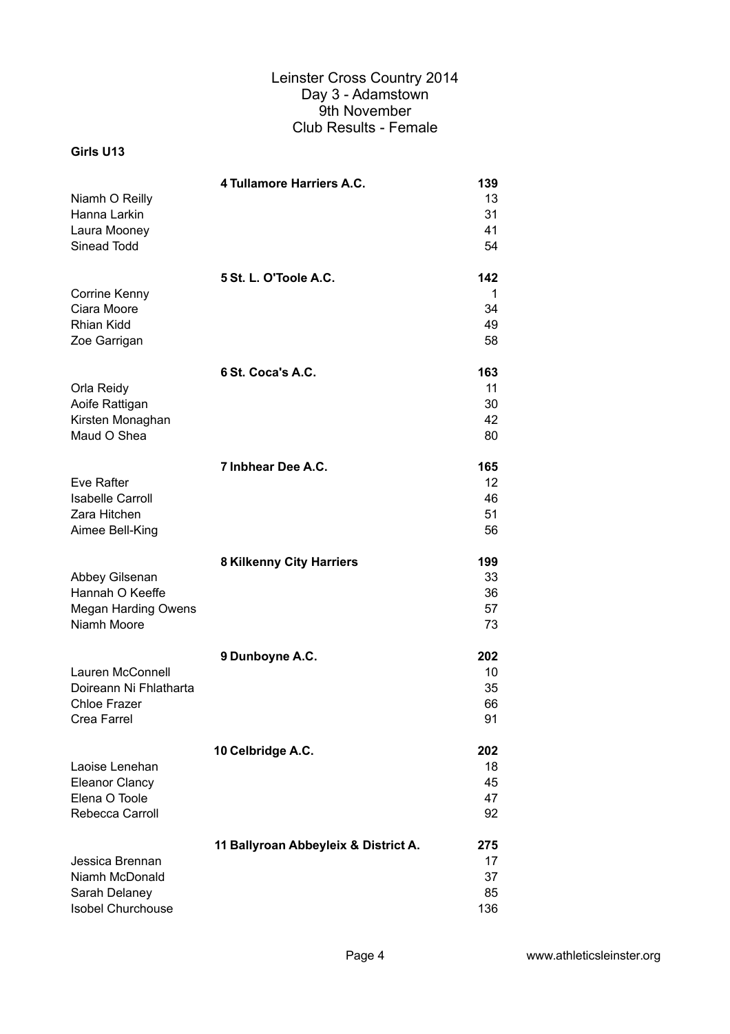# Leinster Cross Country 2014
## Day 3 - Adamstown
## 9th November
## Club Results - Female

**Girls U13**

| | | |
|---|---|---|
| | **4 Tullamore Harriers A.C.** | **139** |
| Niamh O Reilly | | 13 |
| Hanna Larkin | | 31 |
| Laura Mooney | | 41 |
| Sinead Todd | | 54 |
| | **5 St. L. O'Toole A.C.** | **142** |
| Corrine Kenny | | 1 |
| Ciara Moore | | 34 |
| Rhian Kidd | | 49 |
| Zoe Garrigan | | 58 |
| | **6 St. Coca's A.C.** | **163** |
| Orla Reidy | | 11 |
| Aoife Rattigan | | 30 |
| Kirsten Monaghan | | 42 |
| Maud O Shea | | 80 |
| | **7 Inbhear Dee A.C.** | **165** |
| Eve Rafter | | 12 |
| Isabelle Carroll | | 46 |
| Zara Hitchen | | 51 |
| Aimee Bell-King | | 56 |
| | **8 Kilkenny City Harriers** | **199** |
| Abbey Gilsenan | | 33 |
| Hannah O Keeffe | | 36 |
| Megan Harding Owens | | 57 |
| Niamh Moore | | 73 |
| | **9 Dunboyne A.C.** | **202** |
| Lauren McConnell | | 10 |
| Doireann Ni Fhlatharta | | 35 |
| Chloe Frazer | | 66 |
| Crea Farrel | | 91 |
| | **10 Celbridge A.C.** | **202** |
| Laoise Lenehan | | 18 |
| Eleanor Clancy | | 45 |
| Elena O Toole | | 47 |
| Rebecca Carroll | | 92 |
| | **11 Ballyroan Abbeyleix & District A.** | **275** |
| Jessica Brennan | | 17 |
| Niamh McDonald | | 37 |
| Sarah Delaney | | 85 |
| Isobel Churchouse | | 136 |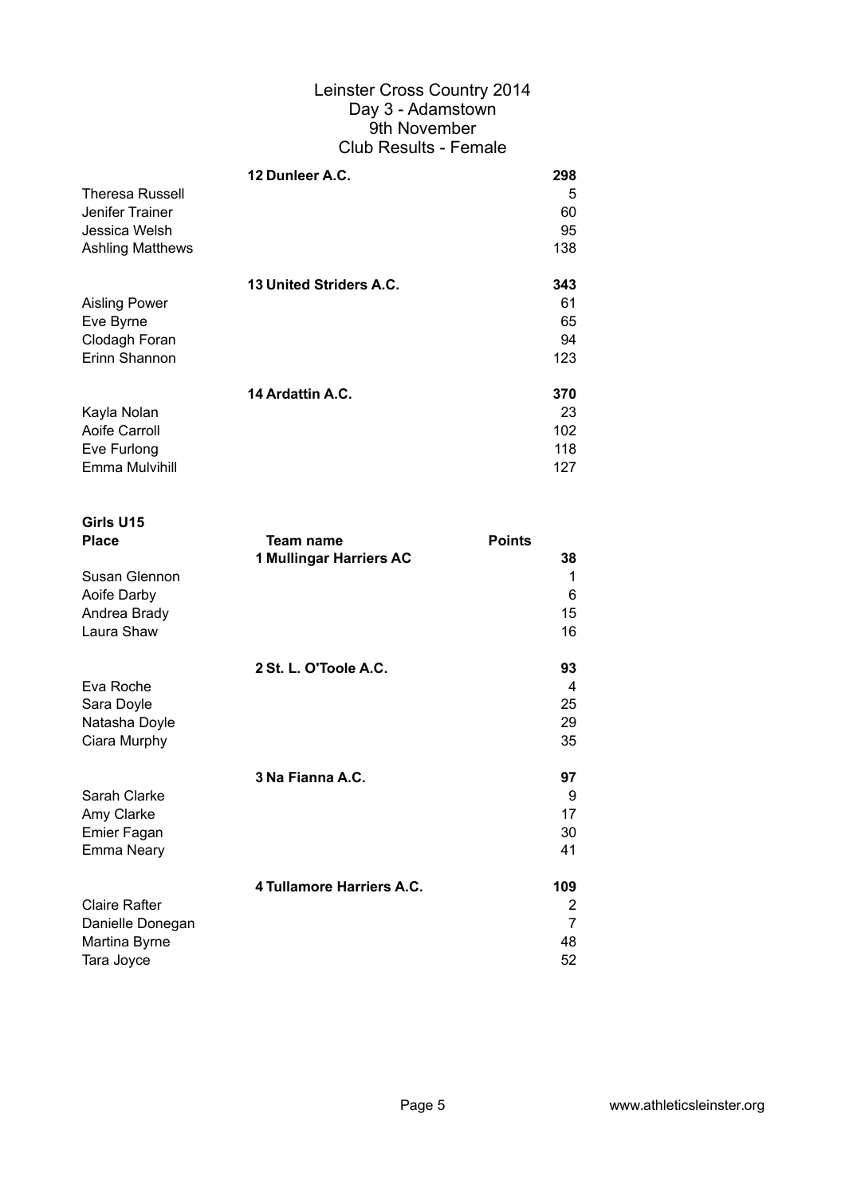# Leinster Cross Country 2014
## Day 3 - Adamstown
## 9th November
## Club Results - Female

| | | |
|---|---|---|
| | **12 Dunleer A.C.** | **298** |
| Theresa Russell | | 5 |
| Jenifer Trainer | | 60 |
| Jessica Welsh | | 95 |
| Ashling Matthews | | 138 |
| | **13 United Striders A.C.** | **343** |
| Aisling Power | | 61 |
| Eve Byrne | | 65 |
| Clodagh Foran | | 94 |
| Erinn Shannon | | 123 |
| | **14 Ardattin A.C.** | **370** |
| Kayla Nolan | | 23 |
| Aoife Carroll | | 102 |
| Eve Furlong | | 118 |
| Emma Mulvihill | | 127 |

**Girls U15**

| **Place** | **Team name** | **Points** |
|---|---|---|
| | **1 Mullingar Harriers AC** | **38** |
| Susan Glennon | | 1 |
| Aoife Darby | | 6 |
| Andrea Brady | | 15 |
| Laura Shaw | | 16 |
| | **2 St. L. O'Toole A.C.** | **93** |
| Eva Roche | | 4 |
| Sara Doyle | | 25 |
| Natasha Doyle | | 29 |
| Ciara Murphy | | 35 |
| | **3 Na Fianna A.C.** | **97** |
| Sarah Clarke | | 9 |
| Amy Clarke | | 17 |
| Emier Fagan | | 30 |
| Emma Neary | | 41 |
| | **4 Tullamore Harriers A.C.** | **109** |
| Claire Rafter | | 2 |
| Danielle Donegan | | 7 |
| Martina Byrne | | 48 |
| Tara Joyce | | 52 |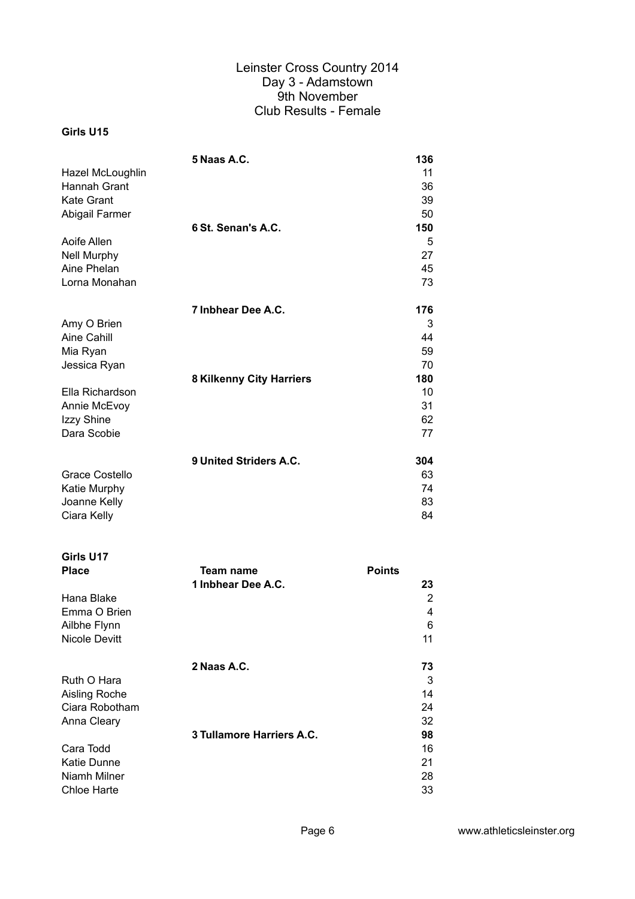# Leinster Cross Country 2014
## Day 3 - Adamstown
## 9th November
## Club Results - Female

### Girls U15

| | | |
|---|---|---|
| | **5 Naas A.C.** | **136** |
| Hazel McLoughlin | | 11 |
| Hannah Grant | | 36 |
| Kate Grant | | 39 |
| Abigail Farmer | | 50 |
| | **6 St. Senan's A.C.** | **150** |
| Aoife Allen | | 5 |
| Nell Murphy | | 27 |
| Aine Phelan | | 45 |
| Lorna Monahan | | 73 |
| | **7 Inbhear Dee A.C.** | **176** |
| Amy O Brien | | 3 |
| Aine Cahill | | 44 |
| Mia Ryan | | 59 |
| Jessica Ryan | | 70 |
| | **8 Kilkenny City Harriers** | **180** |
| Ella Richardson | | 10 |
| Annie McEvoy | | 31 |
| Izzy Shine | | 62 |
| Dara Scobie | | 77 |
| | **9 United Striders A.C.** | **304** |
| Grace Costello | | 63 |
| Katie Murphy | | 74 |
| Joanne Kelly | | 83 |
| Ciara Kelly | | 84 |

### Girls U17

| **Place** | **Team name** | **Points** |
|---|---|---|
| | **1 Inbhear Dee A.C.** | **23** |
| Hana Blake | | 2 |
| Emma O Brien | | 4 |
| Ailbhe Flynn | | 6 |
| Nicole Devitt | | 11 |
| | **2 Naas A.C.** | **73** |
| Ruth O Hara | | 3 |
| Aisling Roche | | 14 |
| Ciara Robotham | | 24 |
| Anna Cleary | | 32 |
| | **3 Tullamore Harriers A.C.** | **98** |
| Cara Todd | | 16 |
| Katie Dunne | | 21 |
| Niamh Milner | | 28 |
| Chloe Harte | | 33 |

www.athleticsleinster.org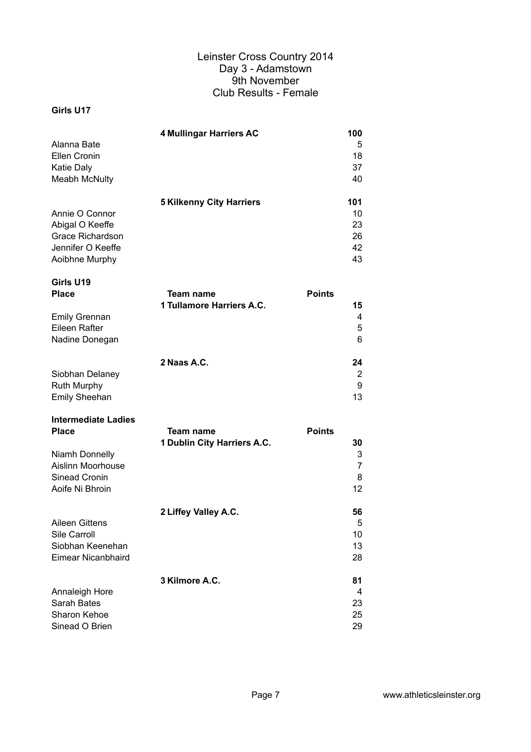# Leinster Cross Country 2014
## Day 3 - Adamstown
## 9th November
## Club Results - Female

**Girls U17**

| | | |
|---|---|---|
| | **4 Mullingar Harriers AC** | **100** |
| Alanna Bate | | 5 |
| Ellen Cronin | | 18 |
| Katie Daly | | 37 |
| Meabh McNulty | | 40 |
| | **5 Kilkenny City Harriers** | **101** |
| Annie O Connor | | 10 |
| Abigal O Keeffe | | 23 |
| Grace Richardson | | 26 |
| Jennifer O Keeffe | | 42 |
| Aoibhne Murphy | | 43 |

**Girls U19**

| **Place** | **Team name** | **Points** |
|---|---|---|
| | **1 Tullamore Harriers A.C.** | **15** |
| Emily Grennan | | 4 |
| Eileen Rafter | | 5 |
| Nadine Donegan | | 6 |
| | **2 Naas A.C.** | **24** |
| Siobhan Delaney | | 2 |
| Ruth Murphy | | 9 |
| Emily Sheehan | | 13 |

**Intermediate Ladies**

| **Place** | **Team name** | **Points** |
|---|---|---|
| | **1 Dublin City Harriers A.C.** | **30** |
| Niamh Donnelly | | 3 |
| Aislinn Moorhouse | | 7 |
| Sinead Cronin | | 8 |
| Aoife Ni Bhroin | | 12 |
| | **2 Liffey Valley A.C.** | **56** |
| Aileen Gittens | | 5 |
| Sile Carroll | | 10 |
| Siobhan Keenehan | | 13 |
| Eimear Nicanbhaird | | 28 |
| | **3 Kilmore A.C.** | **81** |
| Annaleigh Hore | | 4 |
| Sarah Bates | | 23 |
| Sharon Kehoe | | 25 |
| Sinead O Brien | | 29 |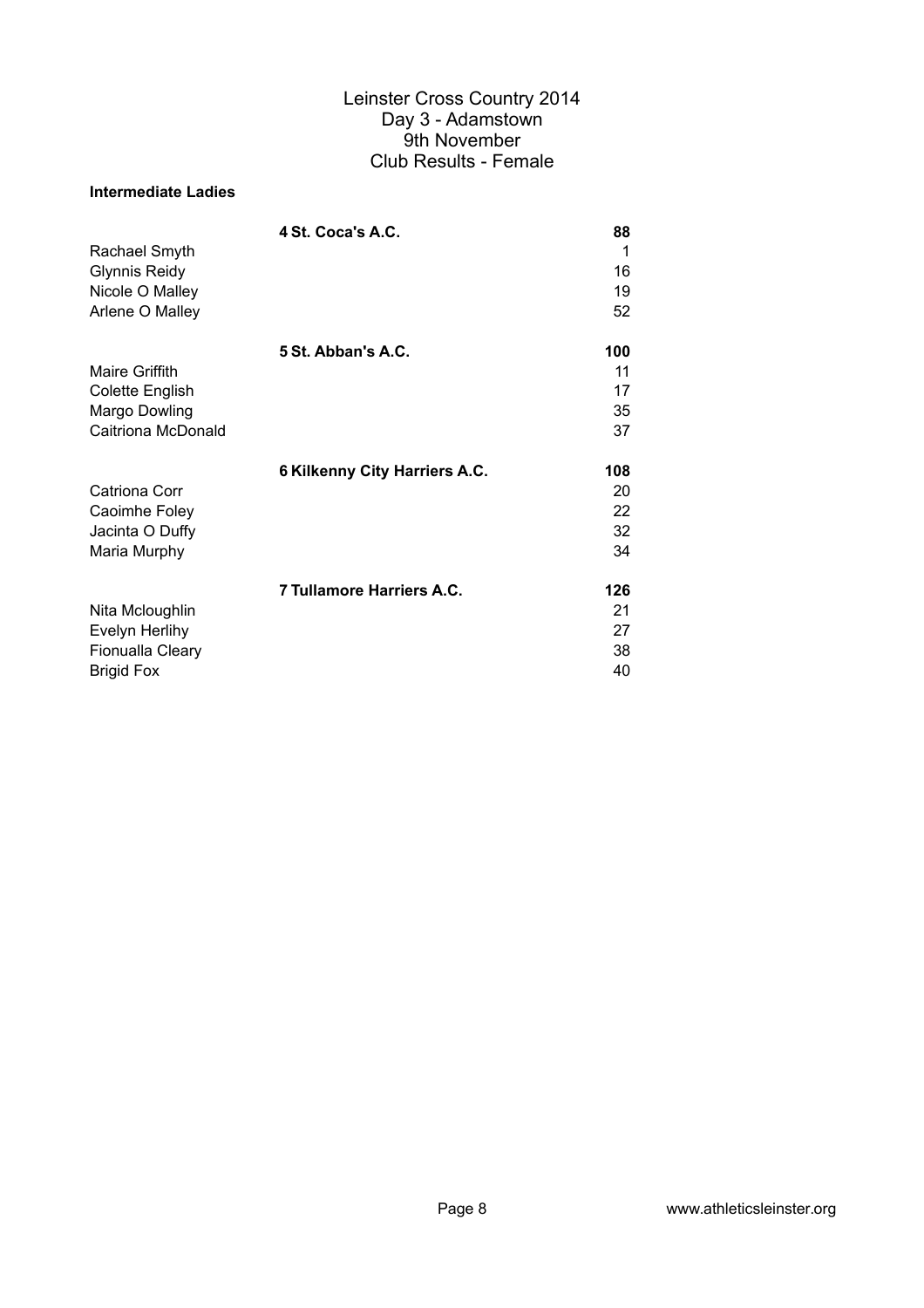# Leinster Cross Country 2014
Day 3 - Adamstown
9th November
Club Results - Female

**Intermediate Ladies**

| | | |
|---|---|---|
| | **4 St. Coca's A.C.** | **88** |
| Rachael Smyth | | 1 |
| Glynnis Reidy | | 16 |
| Nicole O Malley | | 19 |
| Arlene O Malley | | 52 |
| | **5 St. Abban's A.C.** | **100** |
| Maire Griffith | | 11 |
| Colette English | | 17 |
| Margo Dowling | | 35 |
| Caitriona McDonald | | 37 |
| | **6 Kilkenny City Harriers A.C.** | **108** |
| Catriona Corr | | 20 |
| Caoimhe Foley | | 22 |
| Jacinta O Duffy | | 32 |
| Maria Murphy | | 34 |
| | **7 Tullamore Harriers A.C.** | **126** |
| Nita Mcloughlin | | 21 |
| Evelyn Herlihy | | 27 |
| Fionualla Cleary | | 38 |
| Brigid Fox | | 40 |

www.athleticsleinster.org